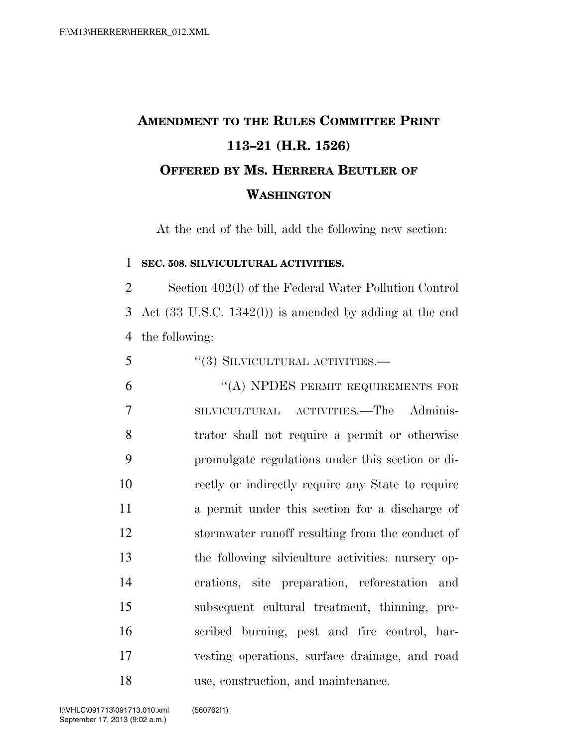# AMENDMENT TO THE RULES COMMITTEE PRINT 113–21 (H.R. 1526)

## OFFERED BY MS. HERRERA BEUTLER OF WASHINGTON

At the end of the bill, add the following new section:

**SEC. 508. SILVICULTURAL ACTIVITIES.**

Section 402(l) of the Federal Water Pollution Control Act (33 U.S.C. 1342(l)) is amended by adding at the end the following:

"(3) SILVICULTURAL ACTIVITIES.—

"(A) NPDES PERMIT REQUIREMENTS FOR SILVICULTURAL ACTIVITIES.—The Administrator shall not require a permit or otherwise promulgate regulations under this section or directly or indirectly require any State to require a permit under this section for a discharge of stormwater runoff resulting from the conduct of the following silviculture activities: nursery operations, site preparation, reforestation and subsequent cultural treatment, thinning, prescribed burning, pest and fire control, harvesting operations, surface drainage, and road use, construction, and maintenance.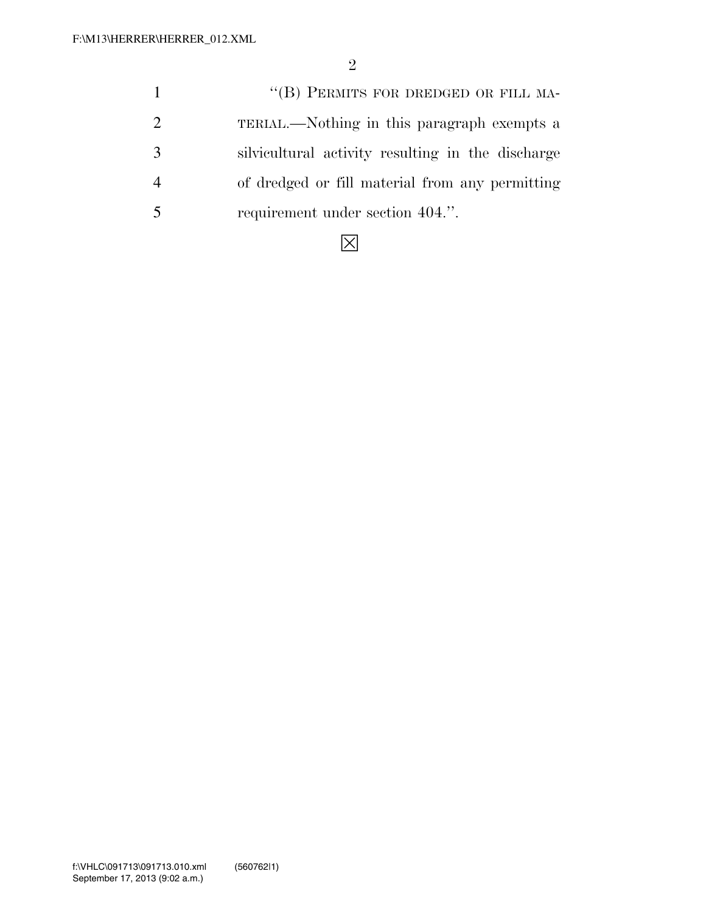"(B) PERMITS FOR DREDGED OR FILL MATERIAL.—Nothing in this paragraph exempts a silvicultural activity resulting in the discharge of dredged or fill material from any permitting requirement under section 404.".